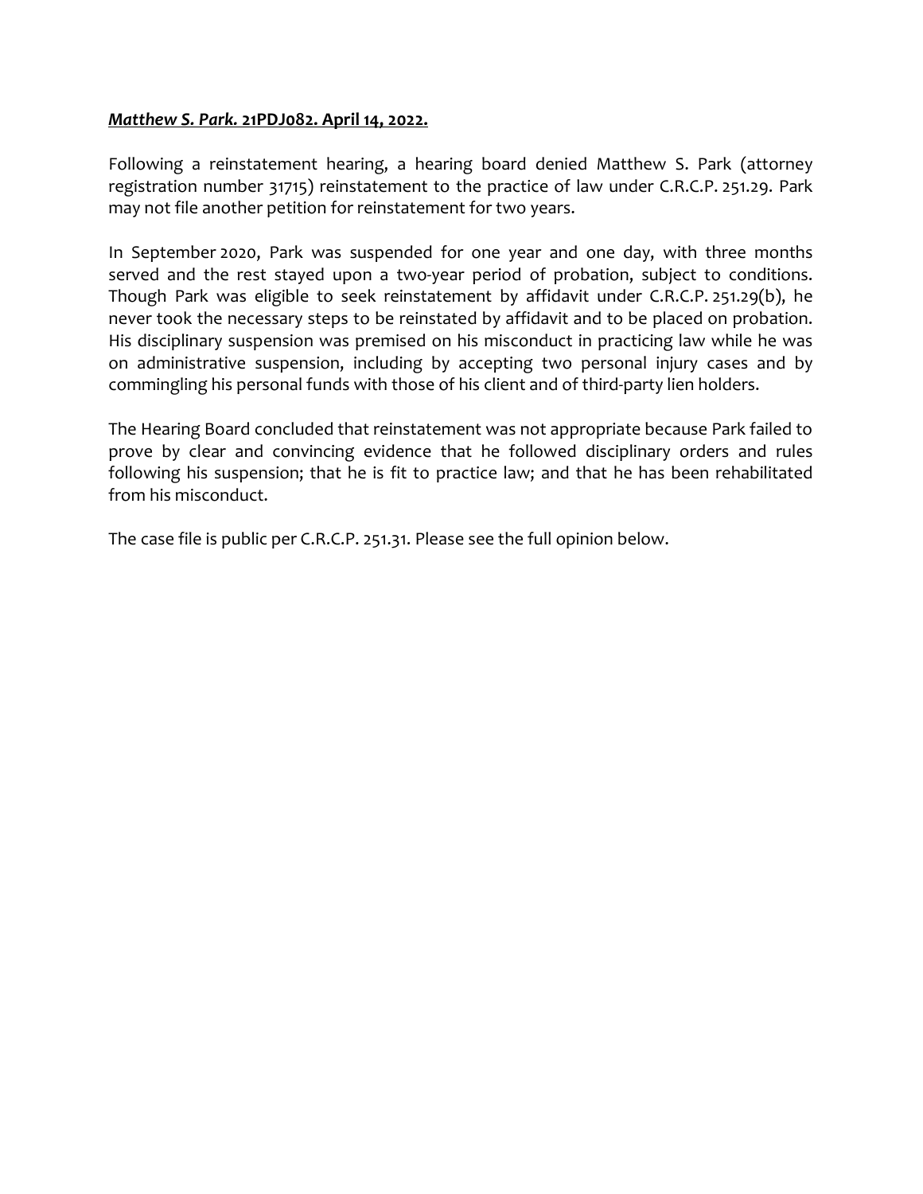***Matthew S. Park.* 21PDJ082. April 14, 2022.**

Following a reinstatement hearing, a hearing board denied Matthew S. Park (attorney registration number 31715) reinstatement to the practice of law under C.R.C.P. 251.29. Park may not file another petition for reinstatement for two years.

In September 2020, Park was suspended for one year and one day, with three months served and the rest stayed upon a two-year period of probation, subject to conditions. Though Park was eligible to seek reinstatement by affidavit under C.R.C.P. 251.29(b), he never took the necessary steps to be reinstated by affidavit and to be placed on probation. His disciplinary suspension was premised on his misconduct in practicing law while he was on administrative suspension, including by accepting two personal injury cases and by commingling his personal funds with those of his client and of third-party lien holders.

The Hearing Board concluded that reinstatement was not appropriate because Park failed to prove by clear and convincing evidence that he followed disciplinary orders and rules following his suspension; that he is fit to practice law; and that he has been rehabilitated from his misconduct.

The case file is public per C.R.C.P. 251.31. Please see the full opinion below.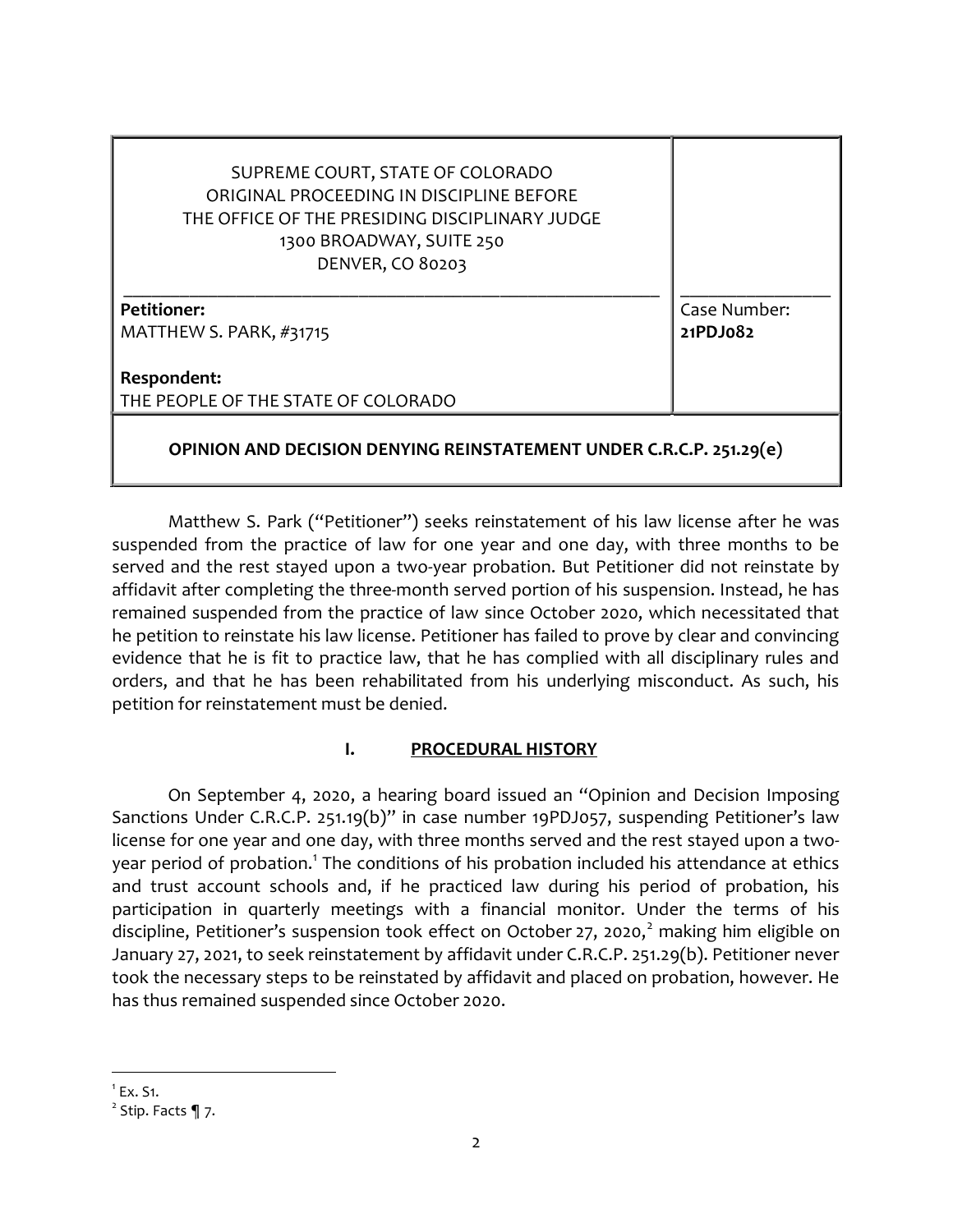| SUPREME COURT, STATE OF COLORADO<br>ORIGINAL PROCEEDING IN DISCIPLINE BEFORE<br>THE OFFICE OF THE PRESIDING DISCIPLINARY JUDGE<br>1300 BROADWAY, SUITE 250<br>DENVER, CO 80203 | |
|---|---|
| **Petitioner:**<br>MATTHEW S. PARK, #31715<br><br>**Respondent:**<br>THE PEOPLE OF THE STATE OF COLORADO | Case Number:<br>**21PDJ082** |
| **OPINION AND DECISION DENYING REINSTATEMENT UNDER C.R.C.P. 251.29(e)** | |

Matthew S. Park ("Petitioner") seeks reinstatement of his law license after he was suspended from the practice of law for one year and one day, with three months to be served and the rest stayed upon a two-year probation. But Petitioner did not reinstate by affidavit after completing the three-month served portion of his suspension. Instead, he has remained suspended from the practice of law since October 2020, which necessitated that he petition to reinstate his law license. Petitioner has failed to prove by clear and convincing evidence that he is fit to practice law, that he has complied with all disciplinary rules and orders, and that he has been rehabilitated from his underlying misconduct. As such, his petition for reinstatement must be denied.

## I. PROCEDURAL HISTORY

On September 4, 2020, a hearing board issued an "Opinion and Decision Imposing Sanctions Under C.R.C.P. 251.19(b)" in case number 19PDJ057, suspending Petitioner's law license for one year and one day, with three months served and the rest stayed upon a two-year period of probation.[1] The conditions of his probation included his attendance at ethics and trust account schools and, if he practiced law during his period of probation, his participation in quarterly meetings with a financial monitor. Under the terms of his discipline, Petitioner's suspension took effect on October 27, 2020,[2] making him eligible on January 27, 2021, to seek reinstatement by affidavit under C.R.C.P. 251.29(b). Petitioner never took the necessary steps to be reinstated by affidavit and placed on probation, however. He has thus remained suspended since October 2020.

[1] Ex. S1.

[2] Stip. Facts ¶ 7.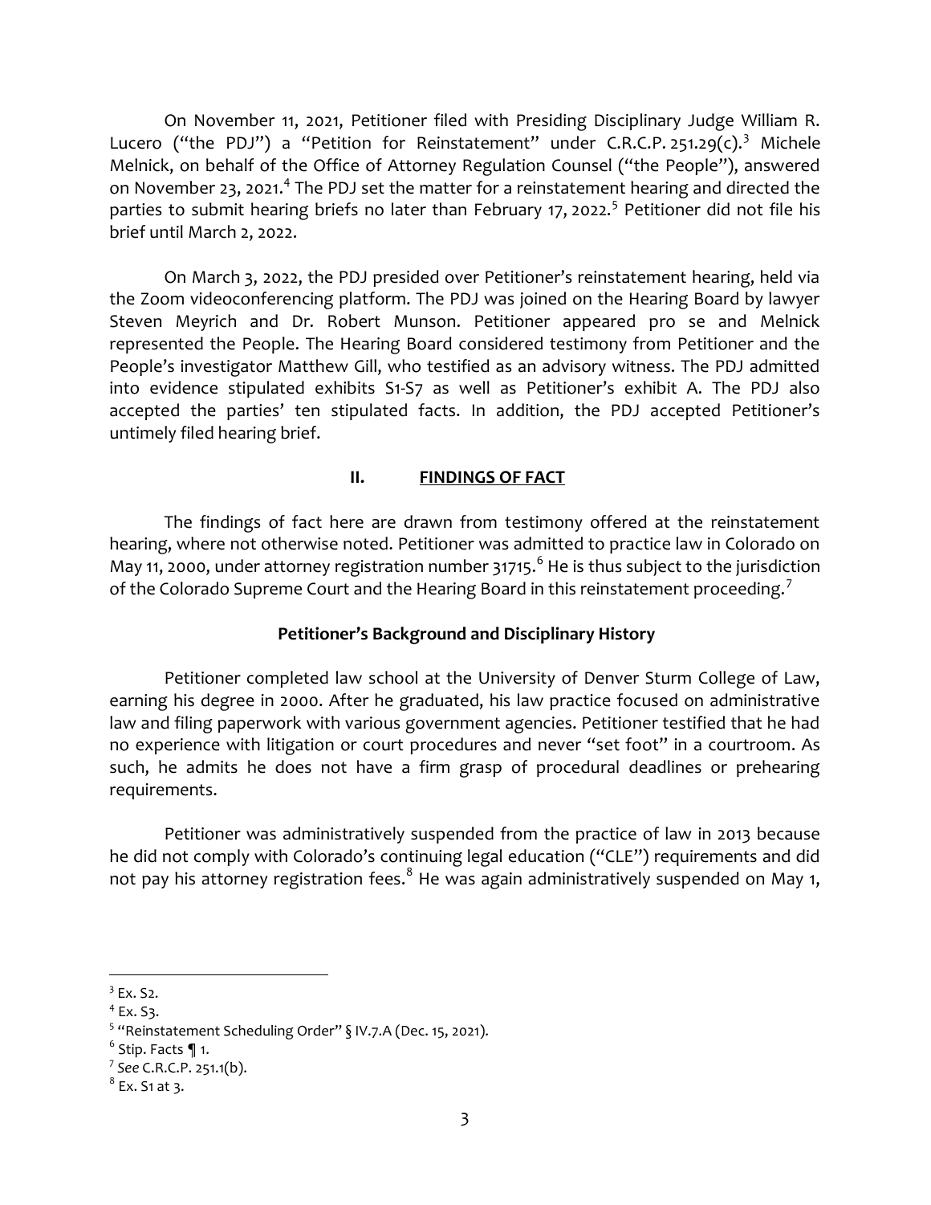On November 11, 2021, Petitioner filed with Presiding Disciplinary Judge William R. Lucero ("the PDJ") a "Petition for Reinstatement" under C.R.C.P. 251.29(c).[3] Michele Melnick, on behalf of the Office of Attorney Regulation Counsel ("the People"), answered on November 23, 2021.[4] The PDJ set the matter for a reinstatement hearing and directed the parties to submit hearing briefs no later than February 17, 2022.[5] Petitioner did not file his brief until March 2, 2022.

On March 3, 2022, the PDJ presided over Petitioner's reinstatement hearing, held via the Zoom videoconferencing platform. The PDJ was joined on the Hearing Board by lawyer Steven Meyrich and Dr. Robert Munson. Petitioner appeared pro se and Melnick represented the People. The Hearing Board considered testimony from Petitioner and the People's investigator Matthew Gill, who testified as an advisory witness. The PDJ admitted into evidence stipulated exhibits S1-S7 as well as Petitioner's exhibit A. The PDJ also accepted the parties' ten stipulated facts. In addition, the PDJ accepted Petitioner's untimely filed hearing brief.

## II. FINDINGS OF FACT

The findings of fact here are drawn from testimony offered at the reinstatement hearing, where not otherwise noted. Petitioner was admitted to practice law in Colorado on May 11, 2000, under attorney registration number 31715.[6] He is thus subject to the jurisdiction of the Colorado Supreme Court and the Hearing Board in this reinstatement proceeding.[7]

### Petitioner's Background and Disciplinary History

Petitioner completed law school at the University of Denver Sturm College of Law, earning his degree in 2000. After he graduated, his law practice focused on administrative law and filing paperwork with various government agencies. Petitioner testified that he had no experience with litigation or court procedures and never "set foot" in a courtroom. As such, he admits he does not have a firm grasp of procedural deadlines or prehearing requirements.

Petitioner was administratively suspended from the practice of law in 2013 because he did not comply with Colorado's continuing legal education ("CLE") requirements and did not pay his attorney registration fees.[8] He was again administratively suspended on May 1,

---

[3] Ex. S2.

[4] Ex. S3.

[5] "Reinstatement Scheduling Order" § IV.7.A (Dec. 15, 2021).

[6] Stip. Facts ¶ 1.

[7] *See* C.R.C.P. 251.1(b).

[8] Ex. S1 at 3.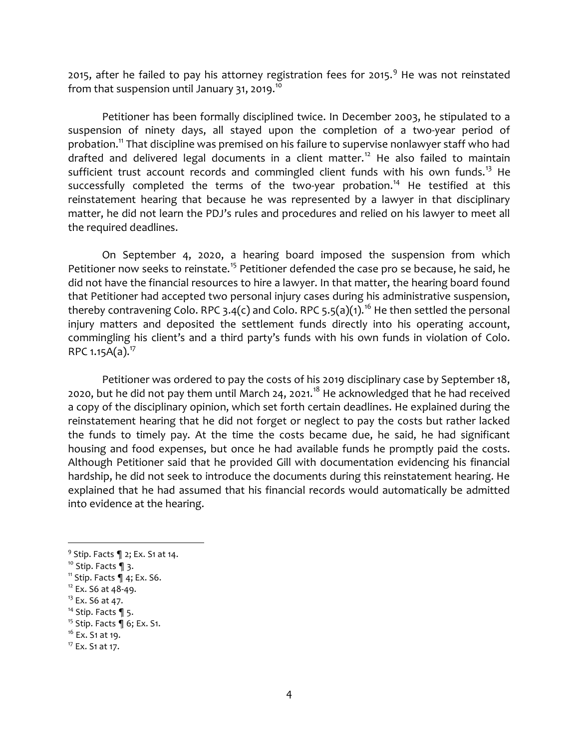2015, after he failed to pay his attorney registration fees for 2015.[9] He was not reinstated from that suspension until January 31, 2019.[10]

Petitioner has been formally disciplined twice. In December 2003, he stipulated to a suspension of ninety days, all stayed upon the completion of a two-year period of probation.[11] That discipline was premised on his failure to supervise nonlawyer staff who had drafted and delivered legal documents in a client matter.[12] He also failed to maintain sufficient trust account records and commingled client funds with his own funds.[13] He successfully completed the terms of the two-year probation.[14] He testified at this reinstatement hearing that because he was represented by a lawyer in that disciplinary matter, he did not learn the PDJ's rules and procedures and relied on his lawyer to meet all the required deadlines.

On September 4, 2020, a hearing board imposed the suspension from which Petitioner now seeks to reinstate.[15] Petitioner defended the case pro se because, he said, he did not have the financial resources to hire a lawyer. In that matter, the hearing board found that Petitioner had accepted two personal injury cases during his administrative suspension, thereby contravening Colo. RPC 3.4(c) and Colo. RPC 5.5(a)(1).[16] He then settled the personal injury matters and deposited the settlement funds directly into his operating account, commingling his client's and a third party's funds with his own funds in violation of Colo. RPC 1.15A(a).[17]

Petitioner was ordered to pay the costs of his 2019 disciplinary case by September 18, 2020, but he did not pay them until March 24, 2021.[18] He acknowledged that he had received a copy of the disciplinary opinion, which set forth certain deadlines. He explained during the reinstatement hearing that he did not forget or neglect to pay the costs but rather lacked the funds to timely pay. At the time the costs became due, he said, he had significant housing and food expenses, but once he had available funds he promptly paid the costs. Although Petitioner said that he provided Gill with documentation evidencing his financial hardship, he did not seek to introduce the documents during this reinstatement hearing. He explained that he had assumed that his financial records would automatically be admitted into evidence at the hearing.

---

[9] Stip. Facts ¶ 2; Ex. S1 at 14.

[10] Stip. Facts ¶ 3.

[11] Stip. Facts ¶ 4; Ex. S6.

[12] Ex. S6 at 48-49.

[13] Ex. S6 at 47.

[14] Stip. Facts ¶ 5.

[15] Stip. Facts ¶ 6; Ex. S1.

[16] Ex. S1 at 19.

[17] Ex. S1 at 17.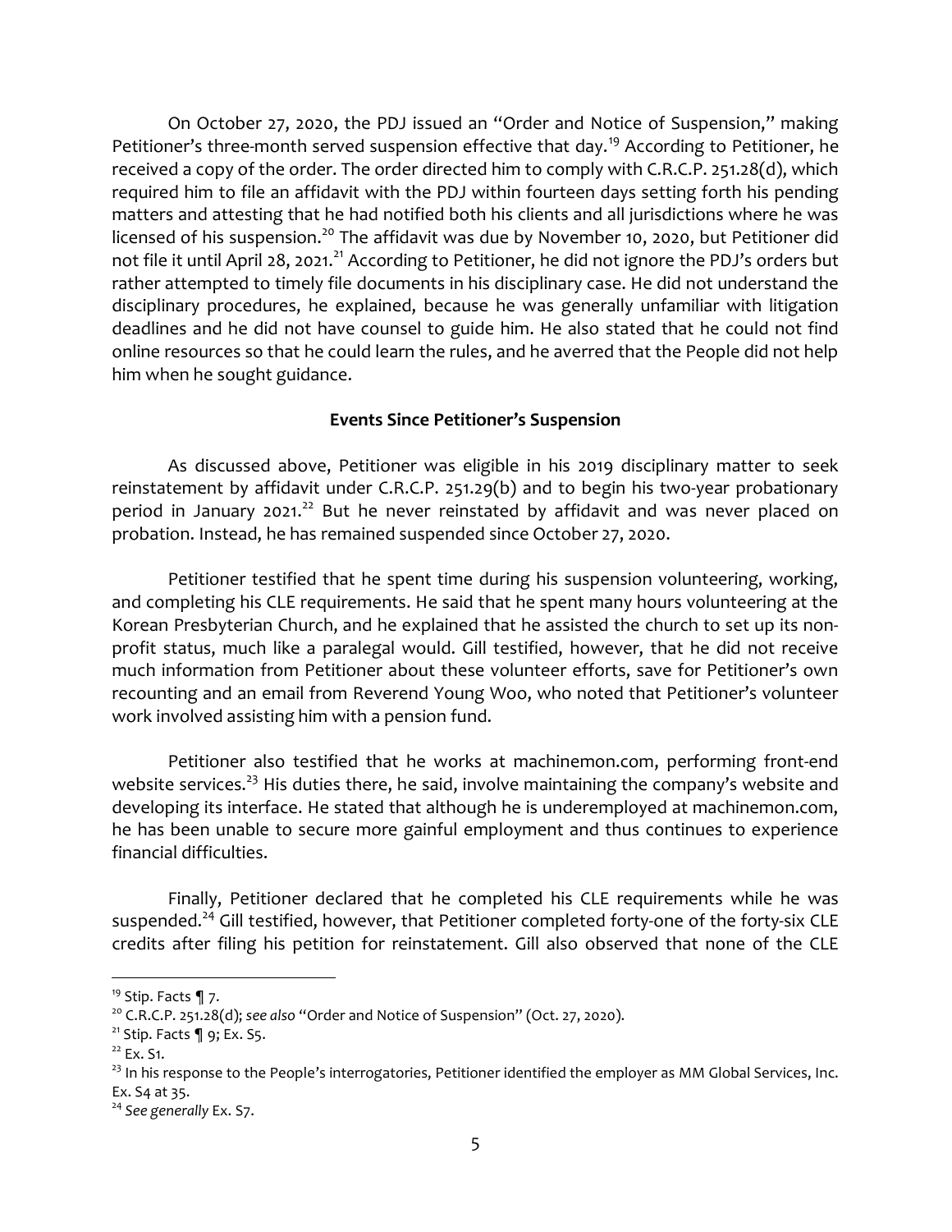On October 27, 2020, the PDJ issued an "Order and Notice of Suspension," making Petitioner's three-month served suspension effective that day.[19] According to Petitioner, he received a copy of the order. The order directed him to comply with C.R.C.P. 251.28(d), which required him to file an affidavit with the PDJ within fourteen days setting forth his pending matters and attesting that he had notified both his clients and all jurisdictions where he was licensed of his suspension.[20] The affidavit was due by November 10, 2020, but Petitioner did not file it until April 28, 2021.[21] According to Petitioner, he did not ignore the PDJ's orders but rather attempted to timely file documents in his disciplinary case. He did not understand the disciplinary procedures, he explained, because he was generally unfamiliar with litigation deadlines and he did not have counsel to guide him. He also stated that he could not find online resources so that he could learn the rules, and he averred that the People did not help him when he sought guidance.

**Events Since Petitioner's Suspension**

As discussed above, Petitioner was eligible in his 2019 disciplinary matter to seek reinstatement by affidavit under C.R.C.P. 251.29(b) and to begin his two-year probationary period in January 2021.[22] But he never reinstated by affidavit and was never placed on probation. Instead, he has remained suspended since October 27, 2020.

Petitioner testified that he spent time during his suspension volunteering, working, and completing his CLE requirements. He said that he spent many hours volunteering at the Korean Presbyterian Church, and he explained that he assisted the church to set up its non-profit status, much like a paralegal would. Gill testified, however, that he did not receive much information from Petitioner about these volunteer efforts, save for Petitioner's own recounting and an email from Reverend Young Woo, who noted that Petitioner's volunteer work involved assisting him with a pension fund.

Petitioner also testified that he works at machinemon.com, performing front-end website services.[23] His duties there, he said, involve maintaining the company's website and developing its interface. He stated that although he is underemployed at machinemon.com, he has been unable to secure more gainful employment and thus continues to experience financial difficulties.

Finally, Petitioner declared that he completed his CLE requirements while he was suspended.[24] Gill testified, however, that Petitioner completed forty-one of the forty-six CLE credits after filing his petition for reinstatement. Gill also observed that none of the CLE

---

[19] Stip. Facts ¶ 7.

[20] C.R.C.P. 251.28(d); *see also* "Order and Notice of Suspension" (Oct. 27, 2020).

[21] Stip. Facts ¶ 9; Ex. S5.

[22] Ex. S1.

[23] In his response to the People's interrogatories, Petitioner identified the employer as MM Global Services, Inc. Ex. S4 at 35.

[24] *See generally* Ex. S7.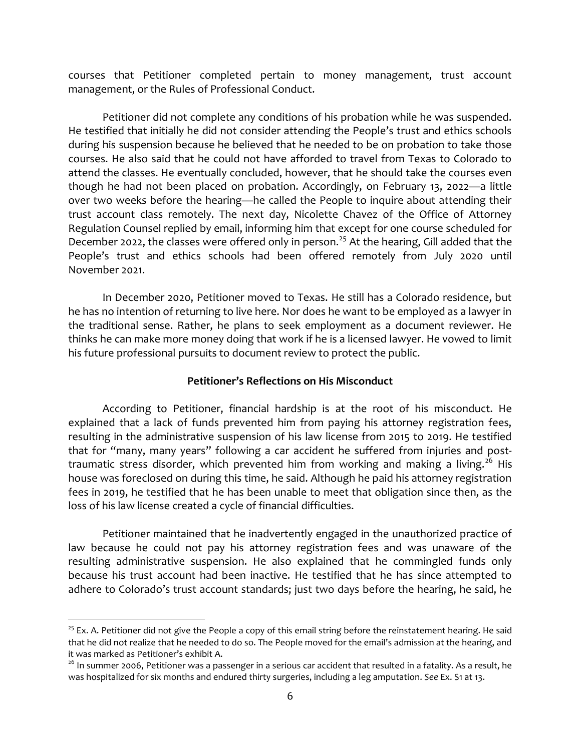courses that Petitioner completed pertain to money management, trust account management, or the Rules of Professional Conduct.

Petitioner did not complete any conditions of his probation while he was suspended. He testified that initially he did not consider attending the People's trust and ethics schools during his suspension because he believed that he needed to be on probation to take those courses. He also said that he could not have afforded to travel from Texas to Colorado to attend the classes. He eventually concluded, however, that he should take the courses even though he had not been placed on probation. Accordingly, on February 13, 2022—a little over two weeks before the hearing—he called the People to inquire about attending their trust account class remotely. The next day, Nicolette Chavez of the Office of Attorney Regulation Counsel replied by email, informing him that except for one course scheduled for December 2022, the classes were offered only in person.[25] At the hearing, Gill added that the People's trust and ethics schools had been offered remotely from July 2020 until November 2021.

In December 2020, Petitioner moved to Texas. He still has a Colorado residence, but he has no intention of returning to live here. Nor does he want to be employed as a lawyer in the traditional sense. Rather, he plans to seek employment as a document reviewer. He thinks he can make more money doing that work if he is a licensed lawyer. He vowed to limit his future professional pursuits to document review to protect the public.

**Petitioner's Reflections on His Misconduct**

According to Petitioner, financial hardship is at the root of his misconduct. He explained that a lack of funds prevented him from paying his attorney registration fees, resulting in the administrative suspension of his law license from 2015 to 2019. He testified that for "many, many years" following a car accident he suffered from injuries and post-traumatic stress disorder, which prevented him from working and making a living.[26] His house was foreclosed on during this time, he said. Although he paid his attorney registration fees in 2019, he testified that he has been unable to meet that obligation since then, as the loss of his law license created a cycle of financial difficulties.

Petitioner maintained that he inadvertently engaged in the unauthorized practice of law because he could not pay his attorney registration fees and was unaware of the resulting administrative suspension. He also explained that he commingled funds only because his trust account had been inactive. He testified that he has since attempted to adhere to Colorado's trust account standards; just two days before the hearing, he said, he

[25] Ex. A. Petitioner did not give the People a copy of this email string before the reinstatement hearing. He said that he did not realize that he needed to do so. The People moved for the email's admission at the hearing, and it was marked as Petitioner's exhibit A.

[26] In summer 2006, Petitioner was a passenger in a serious car accident that resulted in a fatality. As a result, he was hospitalized for six months and endured thirty surgeries, including a leg amputation. *See* Ex. S1 at 13.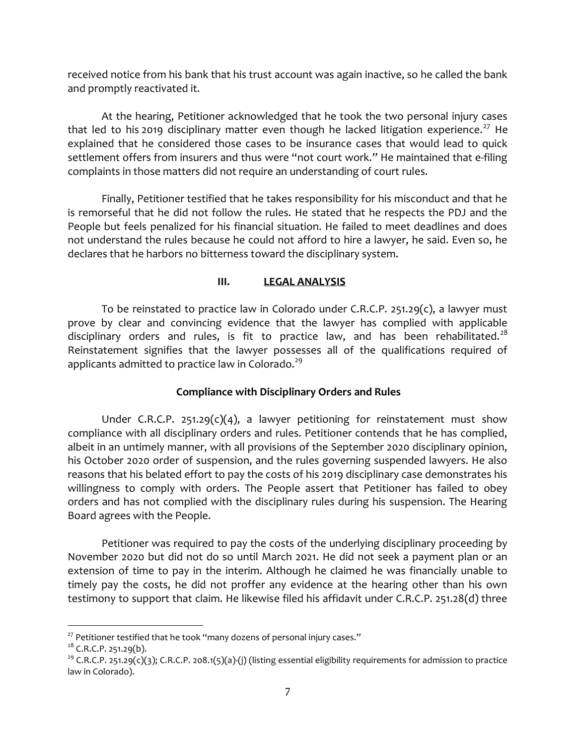received notice from his bank that his trust account was again inactive, so he called the bank and promptly reactivated it.

At the hearing, Petitioner acknowledged that he took the two personal injury cases that led to his 2019 disciplinary matter even though he lacked litigation experience.[27] He explained that he considered those cases to be insurance cases that would lead to quick settlement offers from insurers and thus were "not court work." He maintained that e-filing complaints in those matters did not require an understanding of court rules.

Finally, Petitioner testified that he takes responsibility for his misconduct and that he is remorseful that he did not follow the rules. He stated that he respects the PDJ and the People but feels penalized for his financial situation. He failed to meet deadlines and does not understand the rules because he could not afford to hire a lawyer, he said. Even so, he declares that he harbors no bitterness toward the disciplinary system.

## III. LEGAL ANALYSIS

To be reinstated to practice law in Colorado under C.R.C.P. 251.29(c), a lawyer must prove by clear and convincing evidence that the lawyer has complied with applicable disciplinary orders and rules, is fit to practice law, and has been rehabilitated.[28] Reinstatement signifies that the lawyer possesses all of the qualifications required of applicants admitted to practice law in Colorado.[29]

### Compliance with Disciplinary Orders and Rules

Under C.R.C.P. 251.29(c)(4), a lawyer petitioning for reinstatement must show compliance with all disciplinary orders and rules. Petitioner contends that he has complied, albeit in an untimely manner, with all provisions of the September 2020 disciplinary opinion, his October 2020 order of suspension, and the rules governing suspended lawyers. He also reasons that his belated effort to pay the costs of his 2019 disciplinary case demonstrates his willingness to comply with orders. The People assert that Petitioner has failed to obey orders and has not complied with the disciplinary rules during his suspension. The Hearing Board agrees with the People.

Petitioner was required to pay the costs of the underlying disciplinary proceeding by November 2020 but did not do so until March 2021. He did not seek a payment plan or an extension of time to pay in the interim. Although he claimed he was financially unable to timely pay the costs, he did not proffer any evidence at the hearing other than his own testimony to support that claim. He likewise filed his affidavit under C.R.C.P. 251.28(d) three

---

[27] Petitioner testified that he took "many dozens of personal injury cases."

[28] C.R.C.P. 251.29(b).

[29] C.R.C.P. 251.29(c)(3); C.R.C.P. 208.1(5)(a)-(j) (listing essential eligibility requirements for admission to practice law in Colorado).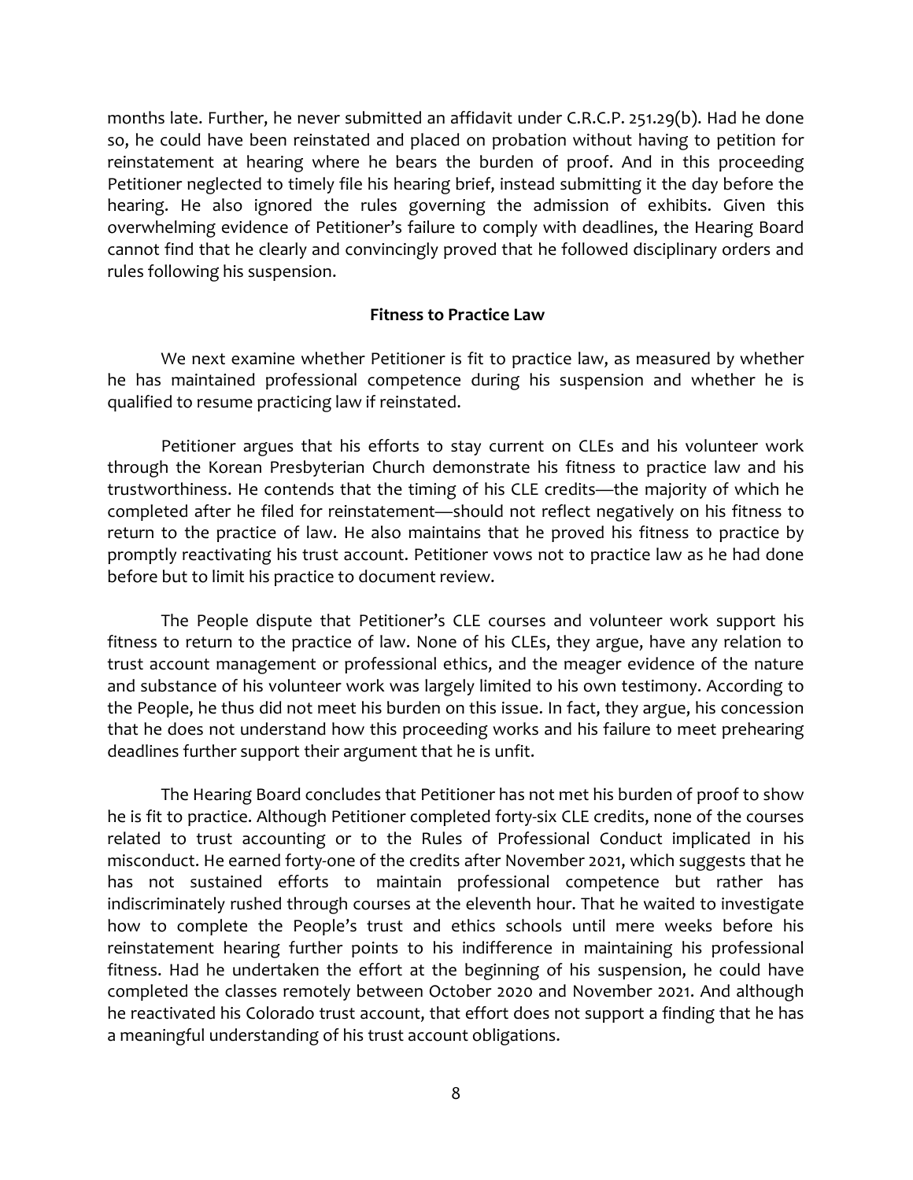months late. Further, he never submitted an affidavit under C.R.C.P. 251.29(b). Had he done so, he could have been reinstated and placed on probation without having to petition for reinstatement at hearing where he bears the burden of proof. And in this proceeding Petitioner neglected to timely file his hearing brief, instead submitting it the day before the hearing. He also ignored the rules governing the admission of exhibits. Given this overwhelming evidence of Petitioner's failure to comply with deadlines, the Hearing Board cannot find that he clearly and convincingly proved that he followed disciplinary orders and rules following his suspension.

**Fitness to Practice Law**

We next examine whether Petitioner is fit to practice law, as measured by whether he has maintained professional competence during his suspension and whether he is qualified to resume practicing law if reinstated.

Petitioner argues that his efforts to stay current on CLEs and his volunteer work through the Korean Presbyterian Church demonstrate his fitness to practice law and his trustworthiness. He contends that the timing of his CLE credits—the majority of which he completed after he filed for reinstatement—should not reflect negatively on his fitness to return to the practice of law. He also maintains that he proved his fitness to practice by promptly reactivating his trust account. Petitioner vows not to practice law as he had done before but to limit his practice to document review.

The People dispute that Petitioner's CLE courses and volunteer work support his fitness to return to the practice of law. None of his CLEs, they argue, have any relation to trust account management or professional ethics, and the meager evidence of the nature and substance of his volunteer work was largely limited to his own testimony. According to the People, he thus did not meet his burden on this issue. In fact, they argue, his concession that he does not understand how this proceeding works and his failure to meet prehearing deadlines further support their argument that he is unfit.

The Hearing Board concludes that Petitioner has not met his burden of proof to show he is fit to practice. Although Petitioner completed forty-six CLE credits, none of the courses related to trust accounting or to the Rules of Professional Conduct implicated in his misconduct. He earned forty-one of the credits after November 2021, which suggests that he has not sustained efforts to maintain professional competence but rather has indiscriminately rushed through courses at the eleventh hour. That he waited to investigate how to complete the People's trust and ethics schools until mere weeks before his reinstatement hearing further points to his indifference in maintaining his professional fitness. Had he undertaken the effort at the beginning of his suspension, he could have completed the classes remotely between October 2020 and November 2021. And although he reactivated his Colorado trust account, that effort does not support a finding that he has a meaningful understanding of his trust account obligations.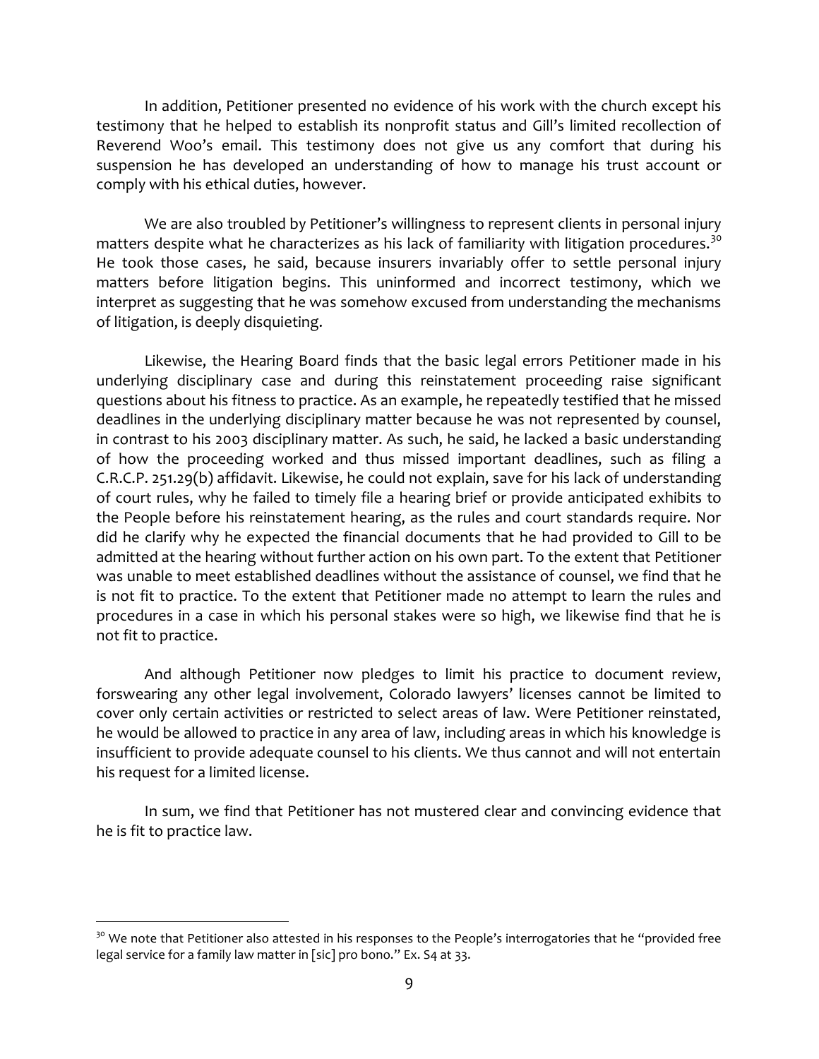In addition, Petitioner presented no evidence of his work with the church except his testimony that he helped to establish its nonprofit status and Gill's limited recollection of Reverend Woo's email. This testimony does not give us any comfort that during his suspension he has developed an understanding of how to manage his trust account or comply with his ethical duties, however.

We are also troubled by Petitioner's willingness to represent clients in personal injury matters despite what he characterizes as his lack of familiarity with litigation procedures.[30] He took those cases, he said, because insurers invariably offer to settle personal injury matters before litigation begins. This uninformed and incorrect testimony, which we interpret as suggesting that he was somehow excused from understanding the mechanisms of litigation, is deeply disquieting.

Likewise, the Hearing Board finds that the basic legal errors Petitioner made in his underlying disciplinary case and during this reinstatement proceeding raise significant questions about his fitness to practice. As an example, he repeatedly testified that he missed deadlines in the underlying disciplinary matter because he was not represented by counsel, in contrast to his 2003 disciplinary matter. As such, he said, he lacked a basic understanding of how the proceeding worked and thus missed important deadlines, such as filing a C.R.C.P. 251.29(b) affidavit. Likewise, he could not explain, save for his lack of understanding of court rules, why he failed to timely file a hearing brief or provide anticipated exhibits to the People before his reinstatement hearing, as the rules and court standards require. Nor did he clarify why he expected the financial documents that he had provided to Gill to be admitted at the hearing without further action on his own part. To the extent that Petitioner was unable to meet established deadlines without the assistance of counsel, we find that he is not fit to practice. To the extent that Petitioner made no attempt to learn the rules and procedures in a case in which his personal stakes were so high, we likewise find that he is not fit to practice.

And although Petitioner now pledges to limit his practice to document review, forswearing any other legal involvement, Colorado lawyers' licenses cannot be limited to cover only certain activities or restricted to select areas of law. Were Petitioner reinstated, he would be allowed to practice in any area of law, including areas in which his knowledge is insufficient to provide adequate counsel to his clients. We thus cannot and will not entertain his request for a limited license.

In sum, we find that Petitioner has not mustered clear and convincing evidence that he is fit to practice law.

---

[30] We note that Petitioner also attested in his responses to the People's interrogatories that he "provided free legal service for a family law matter in [sic] pro bono." Ex. S4 at 33.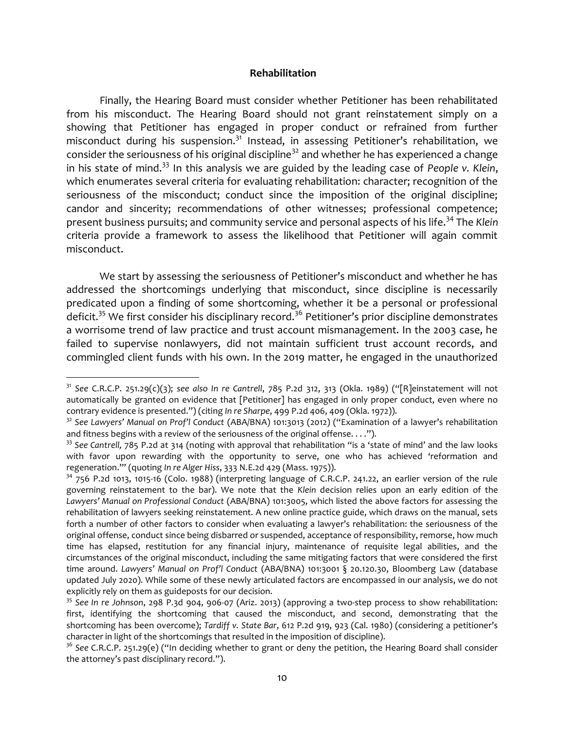**Rehabilitation**

Finally, the Hearing Board must consider whether Petitioner has been rehabilitated from his misconduct. The Hearing Board should not grant reinstatement simply on a showing that Petitioner has engaged in proper conduct or refrained from further misconduct during his suspension.[31] Instead, in assessing Petitioner's rehabilitation, we consider the seriousness of his original discipline[32] and whether he has experienced a change in his state of mind.[33] In this analysis we are guided by the leading case of *People v. Klein*, which enumerates several criteria for evaluating rehabilitation: character; recognition of the seriousness of the misconduct; conduct since the imposition of the original discipline; candor and sincerity; recommendations of other witnesses; professional competence; present business pursuits; and community service and personal aspects of his life.[34] The *Klein* criteria provide a framework to assess the likelihood that Petitioner will again commit misconduct.

We start by assessing the seriousness of Petitioner's misconduct and whether he has addressed the shortcomings underlying that misconduct, since discipline is necessarily predicated upon a finding of some shortcoming, whether it be a personal or professional deficit.[35] We first consider his disciplinary record.[36] Petitioner's prior discipline demonstrates a worrisome trend of law practice and trust account mismanagement. In the 2003 case, he failed to supervise nonlawyers, did not maintain sufficient trust account records, and commingled client funds with his own. In the 2019 matter, he engaged in the unauthorized

---

[31] *See* C.R.C.P. 251.29(c)(3); *see also In re Cantrell*, 785 P.2d 312, 313 (Okla. 1989) ("[R]einstatement will not automatically be granted on evidence that [Petitioner] has engaged in only proper conduct, even where no contrary evidence is presented.") (citing *In re Sharpe*, 499 P.2d 406, 409 (Okla. 1972)).

[32] *See Lawyers' Manual on Prof'l Conduct* (ABA/BNA) 101:3013 (2012) ("Examination of a lawyer's rehabilitation and fitness begins with a review of the seriousness of the original offense. . . .").

[33] *See Cantrell,* 785 P.2d at 314 (noting with approval that rehabilitation "is a 'state of mind' and the law looks with favor upon rewarding with the opportunity to serve, one who has achieved 'reformation and regeneration.'" (quoting *In re Alger Hiss*, 333 N.E.2d 429 (Mass. 1975)).

[34] 756 P.2d 1013, 1015-16 (Colo. 1988) (interpreting language of C.R.C.P. 241.22, an earlier version of the rule governing reinstatement to the bar). We note that the *Klein* decision relies upon an early edition of the *Lawyers' Manual on Professional Conduct* (ABA/BNA) 101:3005, which listed the above factors for assessing the rehabilitation of lawyers seeking reinstatement. A new online practice guide, which draws on the manual, sets forth a number of other factors to consider when evaluating a lawyer's rehabilitation: the seriousness of the original offense, conduct since being disbarred or suspended, acceptance of responsibility, remorse, how much time has elapsed, restitution for any financial injury, maintenance of requisite legal abilities, and the circumstances of the original misconduct, including the same mitigating factors that were considered the first time around. *Lawyers' Manual on Prof'l Conduct* (ABA/BNA) 101:3001 § 20.120.30, Bloomberg Law (database updated July 2020). While some of these newly articulated factors are encompassed in our analysis, we do not explicitly rely on them as guideposts for our decision.

[35] *See In re Johnson*, 298 P.3d 904, 906-07 (Ariz. 2013) (approving a two-step process to show rehabilitation: first, identifying the shortcoming that caused the misconduct, and second, demonstrating that the shortcoming has been overcome); *Tardiff v. State Bar*, 612 P.2d 919, 923 (Cal. 1980) (considering a petitioner's character in light of the shortcomings that resulted in the imposition of discipline).

[36] *See* C.R.C.P. 251.29(e) ("In deciding whether to grant or deny the petition, the Hearing Board shall consider the attorney's past disciplinary record.").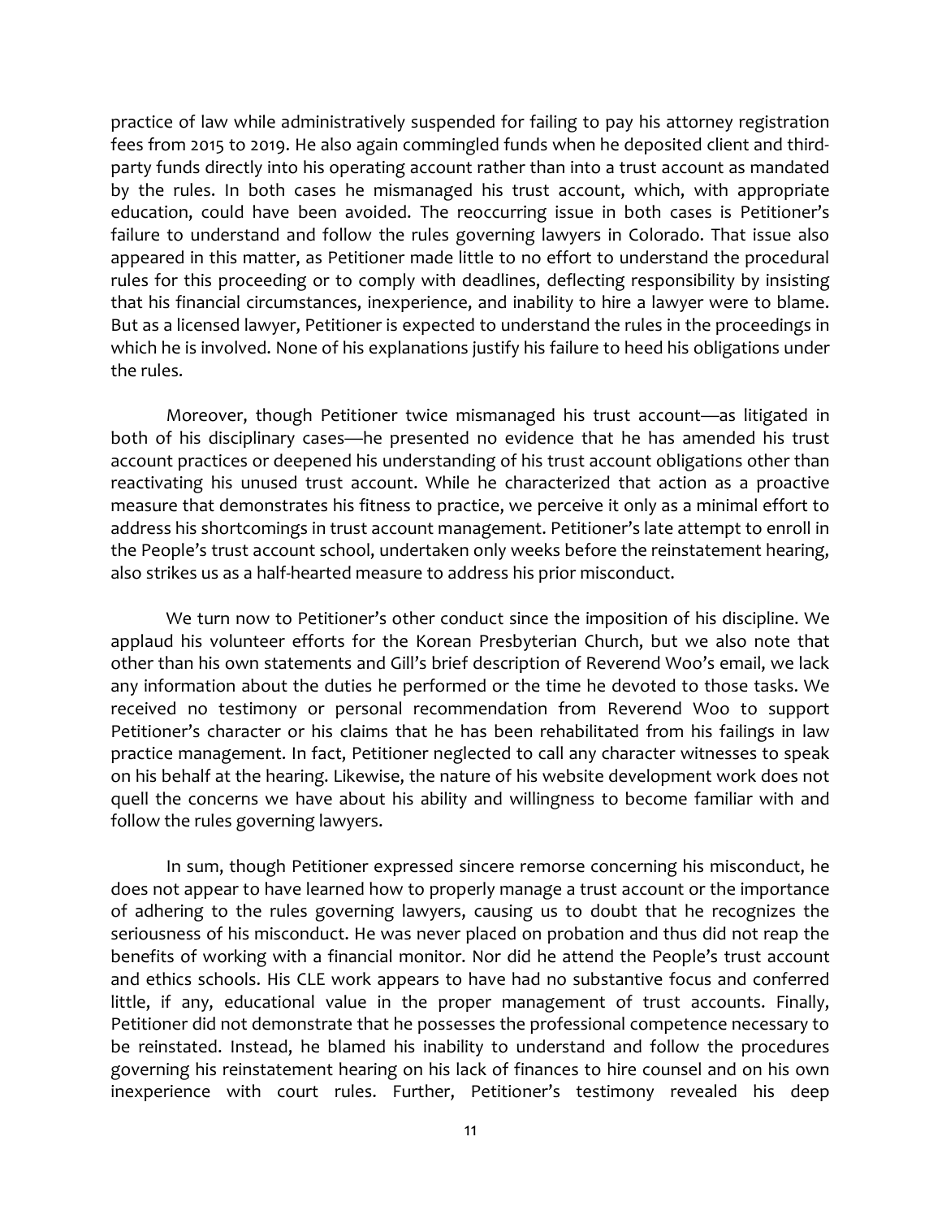practice of law while administratively suspended for failing to pay his attorney registration fees from 2015 to 2019. He also again commingled funds when he deposited client and third-party funds directly into his operating account rather than into a trust account as mandated by the rules. In both cases he mismanaged his trust account, which, with appropriate education, could have been avoided. The reoccurring issue in both cases is Petitioner's failure to understand and follow the rules governing lawyers in Colorado. That issue also appeared in this matter, as Petitioner made little to no effort to understand the procedural rules for this proceeding or to comply with deadlines, deflecting responsibility by insisting that his financial circumstances, inexperience, and inability to hire a lawyer were to blame. But as a licensed lawyer, Petitioner is expected to understand the rules in the proceedings in which he is involved. None of his explanations justify his failure to heed his obligations under the rules.

Moreover, though Petitioner twice mismanaged his trust account—as litigated in both of his disciplinary cases—he presented no evidence that he has amended his trust account practices or deepened his understanding of his trust account obligations other than reactivating his unused trust account. While he characterized that action as a proactive measure that demonstrates his fitness to practice, we perceive it only as a minimal effort to address his shortcomings in trust account management. Petitioner's late attempt to enroll in the People's trust account school, undertaken only weeks before the reinstatement hearing, also strikes us as a half-hearted measure to address his prior misconduct.

We turn now to Petitioner's other conduct since the imposition of his discipline. We applaud his volunteer efforts for the Korean Presbyterian Church, but we also note that other than his own statements and Gill's brief description of Reverend Woo's email, we lack any information about the duties he performed or the time he devoted to those tasks. We received no testimony or personal recommendation from Reverend Woo to support Petitioner's character or his claims that he has been rehabilitated from his failings in law practice management. In fact, Petitioner neglected to call any character witnesses to speak on his behalf at the hearing. Likewise, the nature of his website development work does not quell the concerns we have about his ability and willingness to become familiar with and follow the rules governing lawyers.

In sum, though Petitioner expressed sincere remorse concerning his misconduct, he does not appear to have learned how to properly manage a trust account or the importance of adhering to the rules governing lawyers, causing us to doubt that he recognizes the seriousness of his misconduct. He was never placed on probation and thus did not reap the benefits of working with a financial monitor. Nor did he attend the People's trust account and ethics schools. His CLE work appears to have had no substantive focus and conferred little, if any, educational value in the proper management of trust accounts. Finally, Petitioner did not demonstrate that he possesses the professional competence necessary to be reinstated. Instead, he blamed his inability to understand and follow the procedures governing his reinstatement hearing on his lack of finances to hire counsel and on his own inexperience with court rules. Further, Petitioner's testimony revealed his deep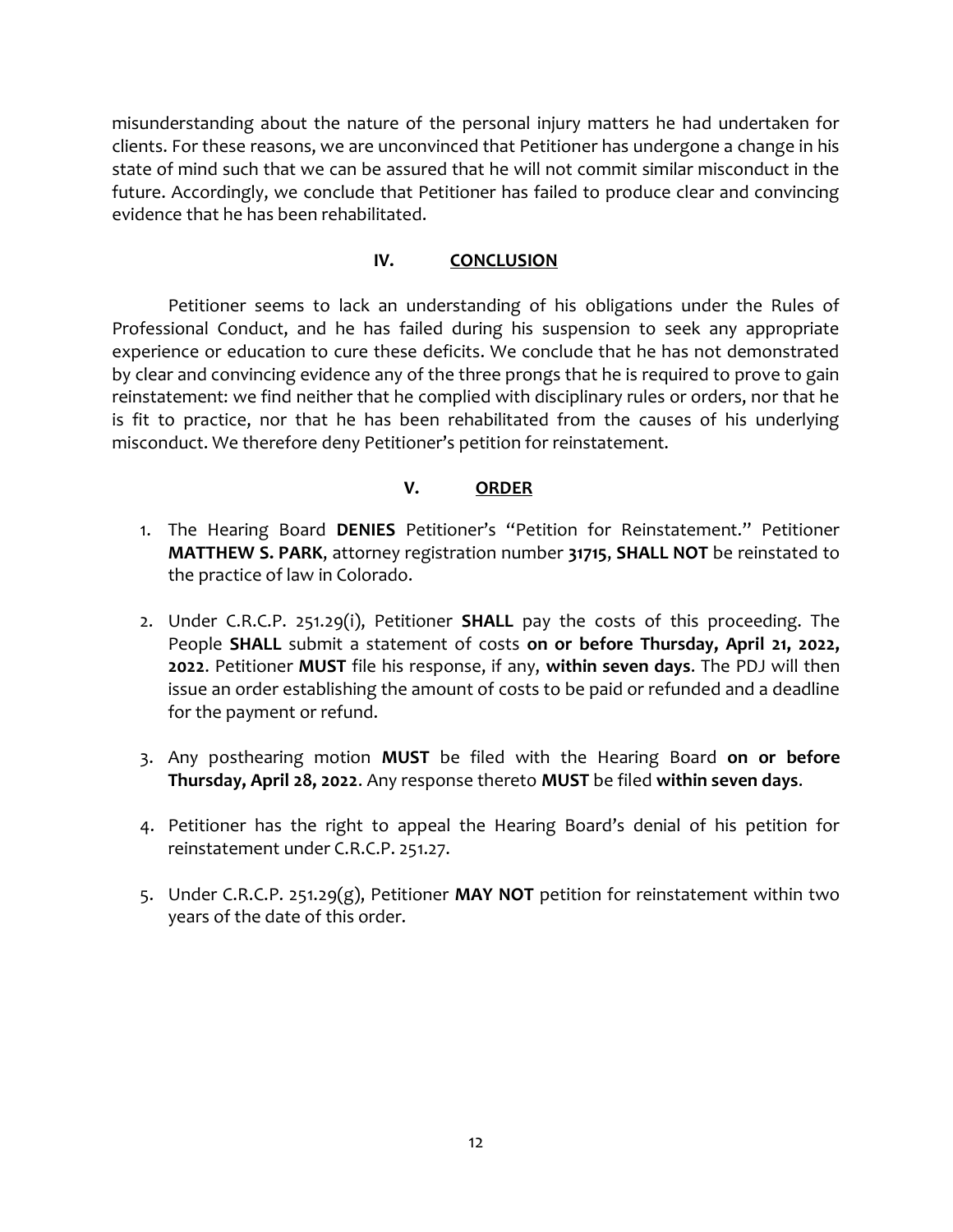misunderstanding about the nature of the personal injury matters he had undertaken for clients. For these reasons, we are unconvinced that Petitioner has undergone a change in his state of mind such that we can be assured that he will not commit similar misconduct in the future. Accordingly, we conclude that Petitioner has failed to produce clear and convincing evidence that he has been rehabilitated.

## IV. CONCLUSION

Petitioner seems to lack an understanding of his obligations under the Rules of Professional Conduct, and he has failed during his suspension to seek any appropriate experience or education to cure these deficits. We conclude that he has not demonstrated by clear and convincing evidence any of the three prongs that he is required to prove to gain reinstatement: we find neither that he complied with disciplinary rules or orders, nor that he is fit to practice, nor that he has been rehabilitated from the causes of his underlying misconduct. We therefore deny Petitioner's petition for reinstatement.

## V. ORDER

1. The Hearing Board **DENIES** Petitioner's "Petition for Reinstatement." Petitioner **MATTHEW S. PARK**, attorney registration number **31715**, **SHALL NOT** be reinstated to the practice of law in Colorado.

2. Under C.R.C.P. 251.29(i), Petitioner **SHALL** pay the costs of this proceeding. The People **SHALL** submit a statement of costs **on or before Thursday, April 21, 2022, 2022**. Petitioner **MUST** file his response, if any, **within seven days**. The PDJ will then issue an order establishing the amount of costs to be paid or refunded and a deadline for the payment or refund.

3. Any posthearing motion **MUST** be filed with the Hearing Board **on or before Thursday, April 28, 2022**. Any response thereto **MUST** be filed **within seven days**.

4. Petitioner has the right to appeal the Hearing Board's denial of his petition for reinstatement under C.R.C.P. 251.27.

5. Under C.R.C.P. 251.29(g), Petitioner **MAY NOT** petition for reinstatement within two years of the date of this order.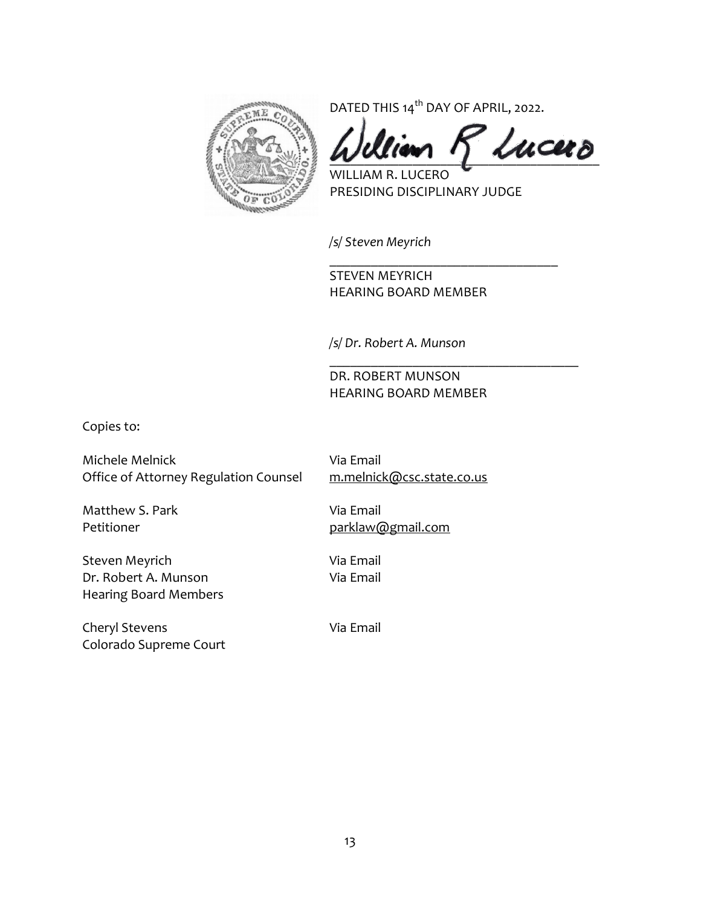DATED THIS 14th DAY OF APRIL, 2022.

WILLIAM R. LUCERO
PRESIDING DISCIPLINARY JUDGE

*/s/ Steven Meyrich*

STEVEN MEYRICH
HEARING BOARD MEMBER

*/s/ Dr. Robert A. Munson*

DR. ROBERT MUNSON
HEARING BOARD MEMBER

Copies to:

| | |
|---|---|
| Michele Melnick<br>Office of Attorney Regulation Counsel | Via Email<br>m.melnick@csc.state.co.us |
| Matthew S. Park<br>Petitioner | Via Email<br>parklaw@gmail.com |
| Steven Meyrich<br>Dr. Robert A. Munson<br>Hearing Board Members | Via Email<br>Via Email |
| Cheryl Stevens<br>Colorado Supreme Court | Via Email |